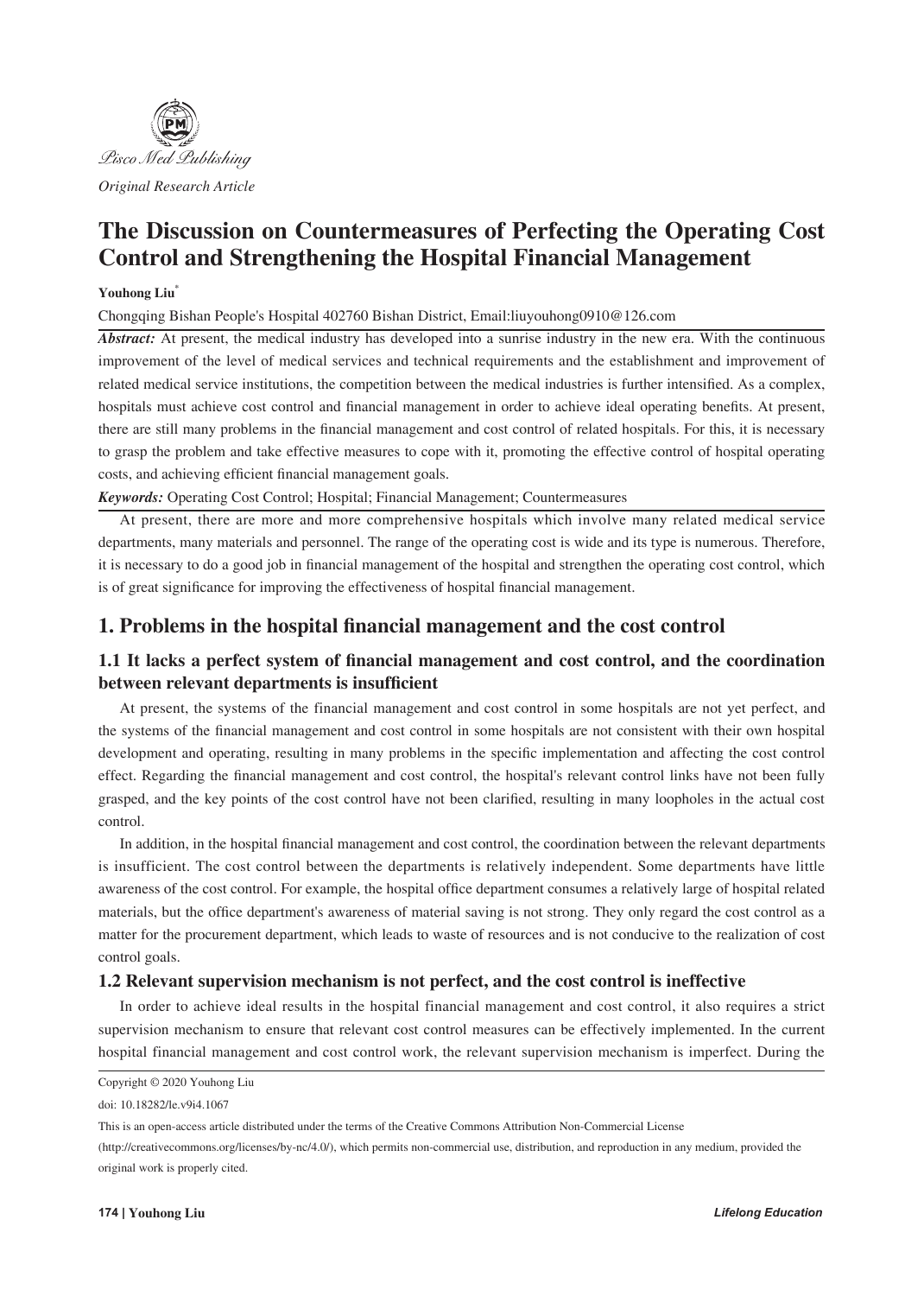Pisco Med Publishing

*Original Research Article*

# The Discussion on Countermeasures of Perfecting the Operating Cost Control and Strengthening the Hospital Financial Management

**Youhong Liu***

Chongqing Bishan People's Hospital 402760 Bishan District, Email:liuyouhong0910@126.com

***Abstract:*** At present, the medical industry has developed into a sunrise industry in the new era. With the continuous improvement of the level of medical services and technical requirements and the establishment and improvement of related medical service institutions, the competition between the medical industries is further intensified. As a complex, hospitals must achieve cost control and financial management in order to achieve ideal operating benefits. At present, there are still many problems in the financial management and cost control of related hospitals. For this, it is necessary to grasp the problem and take effective measures to cope with it, promoting the effective control of hospital operating costs, and achieving efficient financial management goals.

***Keywords:*** Operating Cost Control; Hospital; Financial Management; Countermeasures

At present, there are more and more comprehensive hospitals which involve many related medical service departments, many materials and personnel. The range of the operating cost is wide and its type is numerous. Therefore, it is necessary to do a good job in financial management of the hospital and strengthen the operating cost control, which is of great significance for improving the effectiveness of hospital financial management.

## 1. Problems in the hospital financial management and the cost control

### 1.1 It lacks a perfect system of financial management and cost control, and the coordination between relevant departments is insufficient

At present, the systems of the financial management and cost control in some hospitals are not yet perfect, and the systems of the financial management and cost control in some hospitals are not consistent with their own hospital development and operating, resulting in many problems in the specific implementation and affecting the cost control effect. Regarding the financial management and cost control, the hospital's relevant control links have not been fully grasped, and the key points of the cost control have not been clarified, resulting in many loopholes in the actual cost control.

In addition, in the hospital financial management and cost control, the coordination between the relevant departments is insufficient. The cost control between the departments is relatively independent. Some departments have little awareness of the cost control. For example, the hospital office department consumes a relatively large of hospital related materials, but the office department's awareness of material saving is not strong. They only regard the cost control as a matter for the procurement department, which leads to waste of resources and is not conducive to the realization of cost control goals.

### 1.2 Relevant supervision mechanism is not perfect, and the cost control is ineffective

In order to achieve ideal results in the hospital financial management and cost control, it also requires a strict supervision mechanism to ensure that relevant cost control measures can be effectively implemented. In the current hospital financial management and cost control work, the relevant supervision mechanism is imperfect. During the

Copyright © 2020 Youhong Liu

doi: 10.18282/le.v9i4.1067

This is an open-access article distributed under the terms of the Creative Commons Attribution Non-Commercial License (http://creativecommons.org/licenses/by-nc/4.0/), which permits non-commercial use, distribution, and reproduction in any medium, provided the original work is properly cited.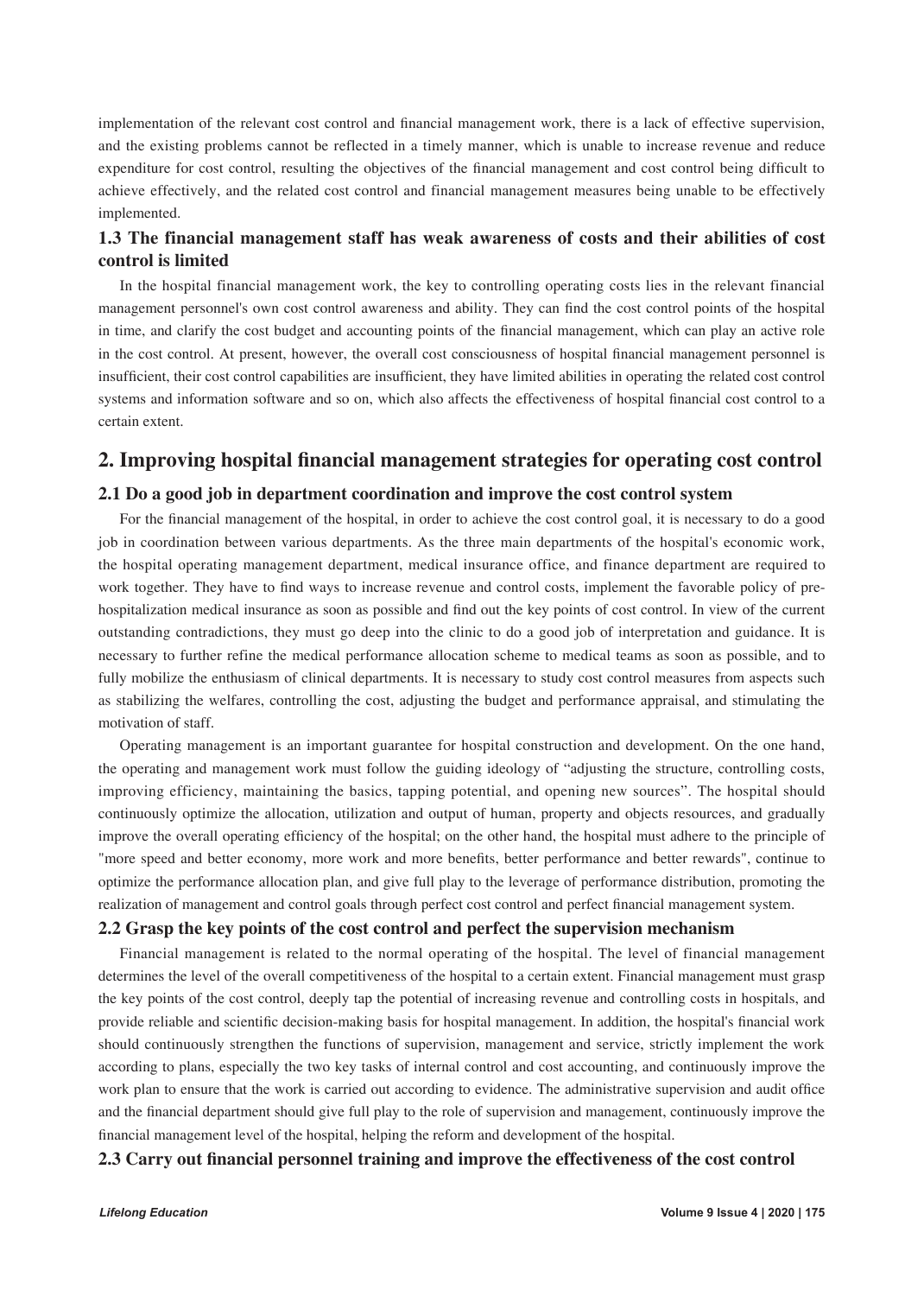implementation of the relevant cost control and financial management work, there is a lack of effective supervision, and the existing problems cannot be reflected in a timely manner, which is unable to increase revenue and reduce expenditure for cost control, resulting the objectives of the financial management and cost control being difficult to achieve effectively, and the related cost control and financial management measures being unable to be effectively implemented.

### 1.3 The financial management staff has weak awareness of costs and their abilities of cost control is limited

In the hospital financial management work, the key to controlling operating costs lies in the relevant financial management personnel's own cost control awareness and ability. They can find the cost control points of the hospital in time, and clarify the cost budget and accounting points of the financial management, which can play an active role in the cost control. At present, however, the overall cost consciousness of hospital financial management personnel is insufficient, their cost control capabilities are insufficient, they have limited abilities in operating the related cost control systems and information software and so on, which also affects the effectiveness of hospital financial cost control to a certain extent.

## 2. Improving hospital financial management strategies for operating cost control

### 2.1 Do a good job in department coordination and improve the cost control system

For the financial management of the hospital, in order to achieve the cost control goal, it is necessary to do a good job in coordination between various departments. As the three main departments of the hospital's economic work, the hospital operating management department, medical insurance office, and finance department are required to work together. They have to find ways to increase revenue and control costs, implement the favorable policy of pre-hospitalization medical insurance as soon as possible and find out the key points of cost control. In view of the current outstanding contradictions, they must go deep into the clinic to do a good job of interpretation and guidance. It is necessary to further refine the medical performance allocation scheme to medical teams as soon as possible, and to fully mobilize the enthusiasm of clinical departments. It is necessary to study cost control measures from aspects such as stabilizing the welfares, controlling the cost, adjusting the budget and performance appraisal, and stimulating the motivation of staff.

Operating management is an important guarantee for hospital construction and development. On the one hand, the operating and management work must follow the guiding ideology of "adjusting the structure, controlling costs, improving efficiency, maintaining the basics, tapping potential, and opening new sources". The hospital should continuously optimize the allocation, utilization and output of human, property and objects resources, and gradually improve the overall operating efficiency of the hospital; on the other hand, the hospital must adhere to the principle of "more speed and better economy, more work and more benefits, better performance and better rewards", continue to optimize the performance allocation plan, and give full play to the leverage of performance distribution, promoting the realization of management and control goals through perfect cost control and perfect financial management system.

### 2.2 Grasp the key points of the cost control and perfect the supervision mechanism

Financial management is related to the normal operating of the hospital. The level of financial management determines the level of the overall competitiveness of the hospital to a certain extent. Financial management must grasp the key points of the cost control, deeply tap the potential of increasing revenue and controlling costs in hospitals, and provide reliable and scientific decision-making basis for hospital management. In addition, the hospital's financial work should continuously strengthen the functions of supervision, management and service, strictly implement the work according to plans, especially the two key tasks of internal control and cost accounting, and continuously improve the work plan to ensure that the work is carried out according to evidence. The administrative supervision and audit office and the financial department should give full play to the role of supervision and management, continuously improve the financial management level of the hospital, helping the reform and development of the hospital.

### 2.3 Carry out financial personnel training and improve the effectiveness of the cost control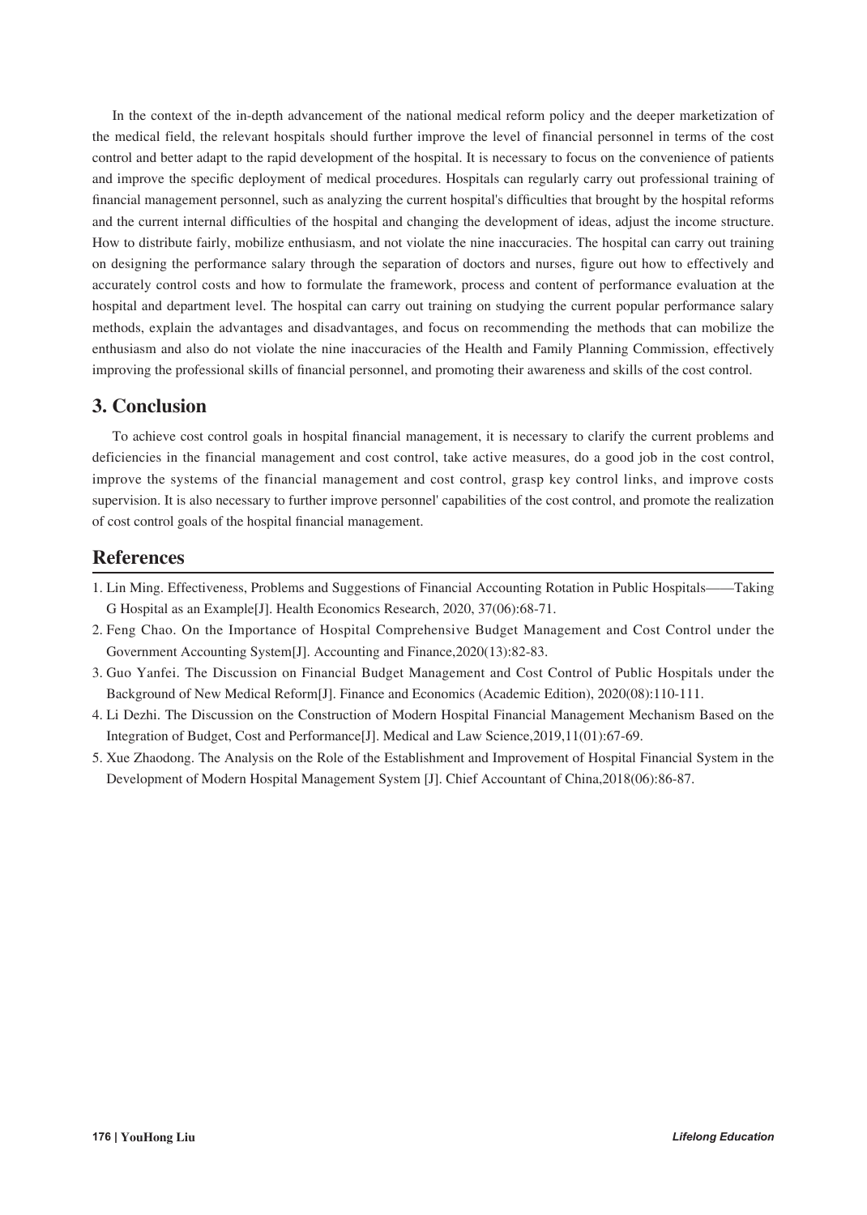In the context of the in-depth advancement of the national medical reform policy and the deeper marketization of the medical field, the relevant hospitals should further improve the level of financial personnel in terms of the cost control and better adapt to the rapid development of the hospital. It is necessary to focus on the convenience of patients and improve the specific deployment of medical procedures. Hospitals can regularly carry out professional training of financial management personnel, such as analyzing the current hospital's difficulties that brought by the hospital reforms and the current internal difficulties of the hospital and changing the development of ideas, adjust the income structure. How to distribute fairly, mobilize enthusiasm, and not violate the nine inaccuracies. The hospital can carry out training on designing the performance salary through the separation of doctors and nurses, figure out how to effectively and accurately control costs and how to formulate the framework, process and content of performance evaluation at the hospital and department level. The hospital can carry out training on studying the current popular performance salary methods, explain the advantages and disadvantages, and focus on recommending the methods that can mobilize the enthusiasm and also do not violate the nine inaccuracies of the Health and Family Planning Commission, effectively improving the professional skills of financial personnel, and promoting their awareness and skills of the cost control.

## 3. Conclusion

To achieve cost control goals in hospital financial management, it is necessary to clarify the current problems and deficiencies in the financial management and cost control, take active measures, do a good job in the cost control, improve the systems of the financial management and cost control, grasp key control links, and improve costs supervision. It is also necessary to further improve personnel' capabilities of the cost control, and promote the realization of cost control goals of the hospital financial management.

## References

1. Lin Ming. Effectiveness, Problems and Suggestions of Financial Accounting Rotation in Public Hospitals——Taking G Hospital as an Example[J]. Health Economics Research, 2020, 37(06):68-71.
2. Feng Chao. On the Importance of Hospital Comprehensive Budget Management and Cost Control under the Government Accounting System[J]. Accounting and Finance,2020(13):82-83.
3. Guo Yanfei. The Discussion on Financial Budget Management and Cost Control of Public Hospitals under the Background of New Medical Reform[J]. Finance and Economics (Academic Edition), 2020(08):110-111.
4. Li Dezhi. The Discussion on the Construction of Modern Hospital Financial Management Mechanism Based on the Integration of Budget, Cost and Performance[J]. Medical and Law Science,2019,11(01):67-69.
5. Xue Zhaodong. The Analysis on the Role of the Establishment and Improvement of Hospital Financial System in the Development of Modern Hospital Management System [J]. Chief Accountant of China,2018(06):86-87.